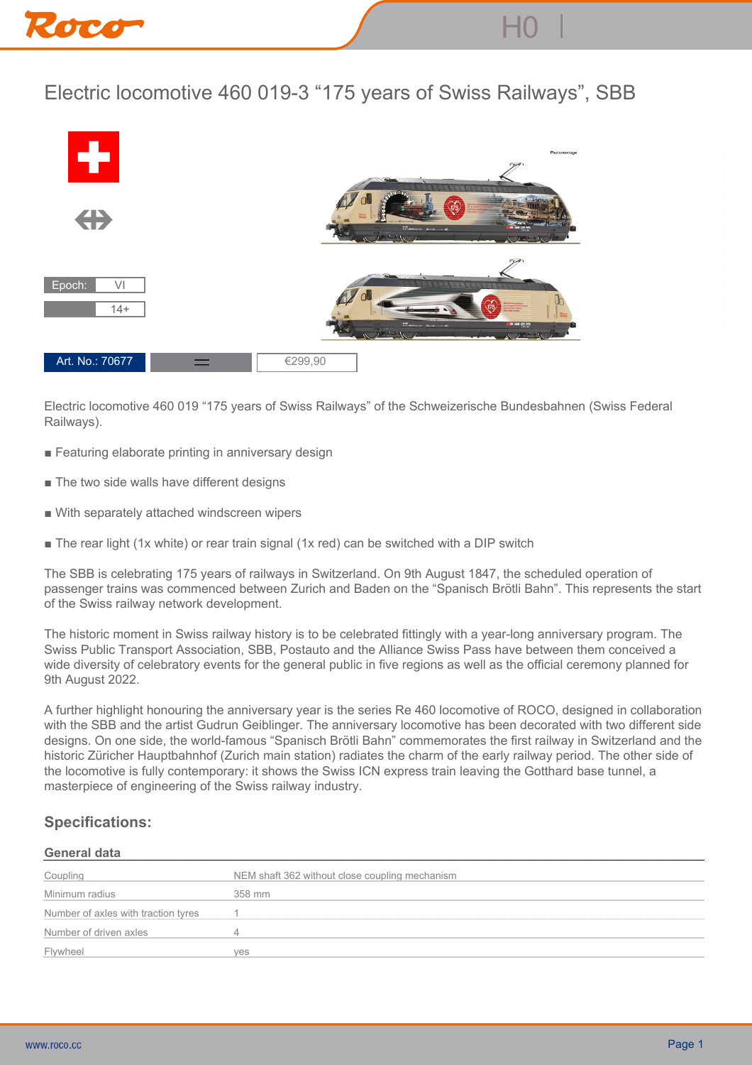# Electric locomotive 460 019-3 “175 years of Swiss Railways”, SBB

Photomontage

| Epoch: | VI |
|---|---|
| | 14+ |

| Art. No.: 70677 | = | €299,90 |
|---|---|---|

Electric locomotive 460 019 “175 years of Swiss Railways” of the Schweizerische Bundesbahnen (Swiss Federal Railways).

■ Featuring elaborate printing in anniversary design

■ The two side walls have different designs

■ With separately attached windscreen wipers

■ The rear light (1x white) or rear train signal (1x red) can be switched with a DIP switch

The SBB is celebrating 175 years of railways in Switzerland. On 9th August 1847, the scheduled operation of passenger trains was commenced between Zurich and Baden on the “Spanisch Brötli Bahn”. This represents the start of the Swiss railway network development.

The historic moment in Swiss railway history is to be celebrated fittingly with a year-long anniversary program. The Swiss Public Transport Association, SBB, Postauto and the Alliance Swiss Pass have between them conceived a wide diversity of celebratory events for the general public in five regions as well as the official ceremony planned for 9th August 2022.

A further highlight honouring the anniversary year is the series Re 460 locomotive of ROCO, designed in collaboration with the SBB and the artist Gudrun Geiblinger. The anniversary locomotive has been decorated with two different side designs. On one side, the world-famous “Spanisch Brötli Bahn” commemorates the first railway in Switzerland and the historic Züricher Hauptbahnhof (Zurich main station) radiates the charm of the early railway period. The other side of the locomotive is fully contemporary: it shows the Swiss ICN express train leaving the Gotthard base tunnel, a masterpiece of engineering of the Swiss railway industry.

## Specifications:

### General data

| | |
|---|---|
| Coupling | NEM shaft 362 without close coupling mechanism |
| Minimum radius | 358 mm |
| Number of axles with traction tyres | 1 |
| Number of driven axles | 4 |
| Flywheel | yes |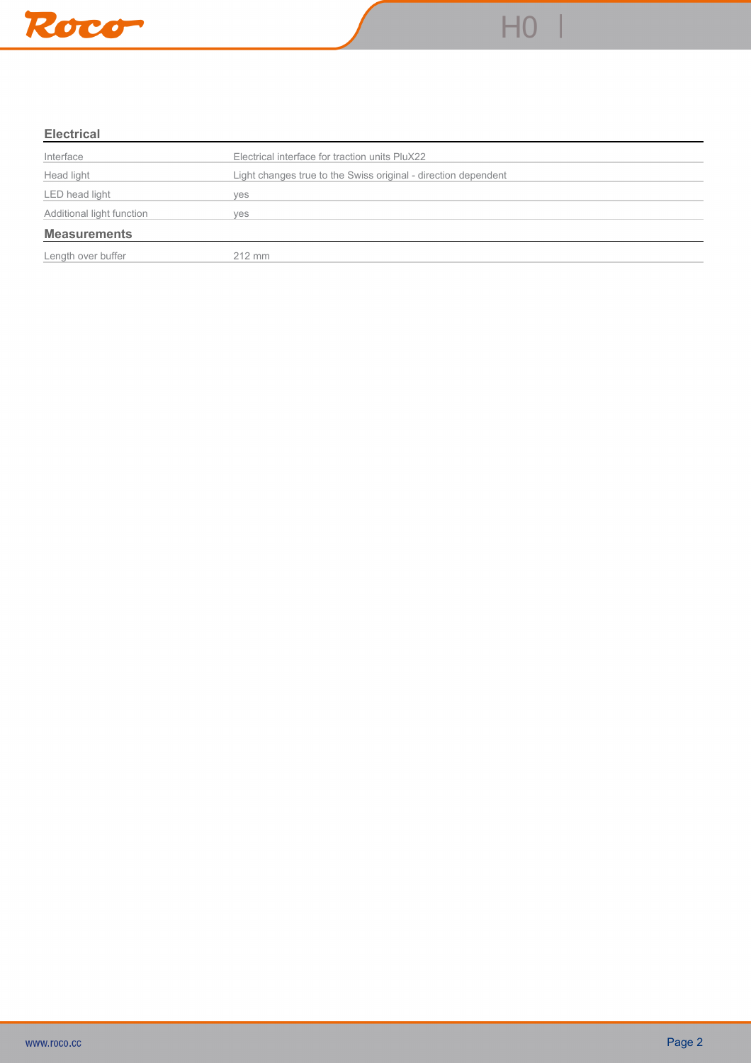## Electrical

| | |
|---|---|
| Interface | Electrical interface for traction units PluX22 |
| Head light | Light changes true to the Swiss original - direction dependent |
| LED head light | yes |
| Additional light function | yes |

## Measurements

| | |
|---|---|
| Length over buffer | 212 mm |